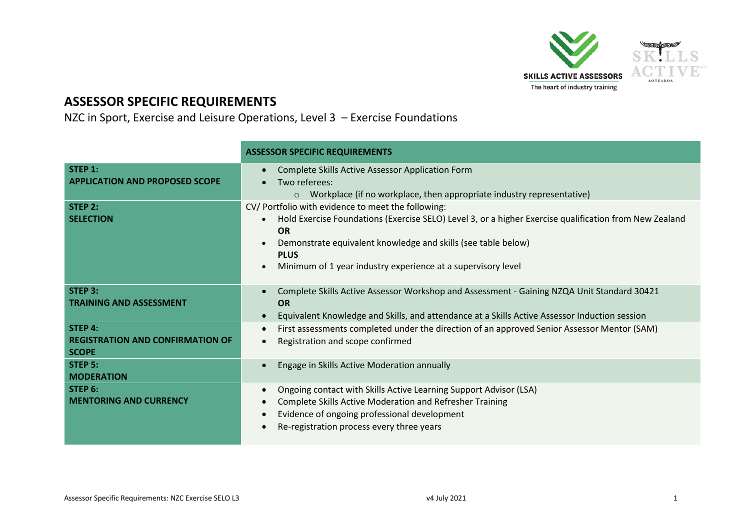# ASSESSOR SPECIFIC REQUIREMENTS

NZC in Sport, Exercise and Leisure Operations, Level 3 – Exercise Foundations

| | ASSESSOR SPECIFIC REQUIREMENTS |
|---|---|
| **STEP 1: APPLICATION AND PROPOSED SCOPE** | • Complete Skills Active Assessor Application Form<br>• Two referees:<br>&nbsp;&nbsp;&nbsp;&nbsp;o Workplace (if no workplace, then appropriate industry representative) |
| **STEP 2: SELECTION** | CV/ Portfolio with evidence to meet the following:<br>• Hold Exercise Foundations (Exercise SELO) Level 3, or a higher Exercise qualification from New Zealand<br>**OR**<br>• Demonstrate equivalent knowledge and skills (see table below)<br>**PLUS**<br>• Minimum of 1 year industry experience at a supervisory level |
| **STEP 3: TRAINING AND ASSESSMENT** | • Complete Skills Active Assessor Workshop and Assessment - Gaining NZQA Unit Standard 30421<br>**OR**<br>• Equivalent Knowledge and Skills, and attendance at a Skills Active Assessor Induction session |
| **STEP 4: REGISTRATION AND CONFIRMATION OF SCOPE** | • First assessments completed under the direction of an approved Senior Assessor Mentor (SAM)<br>• Registration and scope confirmed |
| **STEP 5: MODERATION** | • Engage in Skills Active Moderation annually |
| **STEP 6: MENTORING AND CURRENCY** | • Ongoing contact with Skills Active Learning Support Advisor (LSA)<br>• Complete Skills Active Moderation and Refresher Training<br>• Evidence of ongoing professional development<br>• Re-registration process every three years |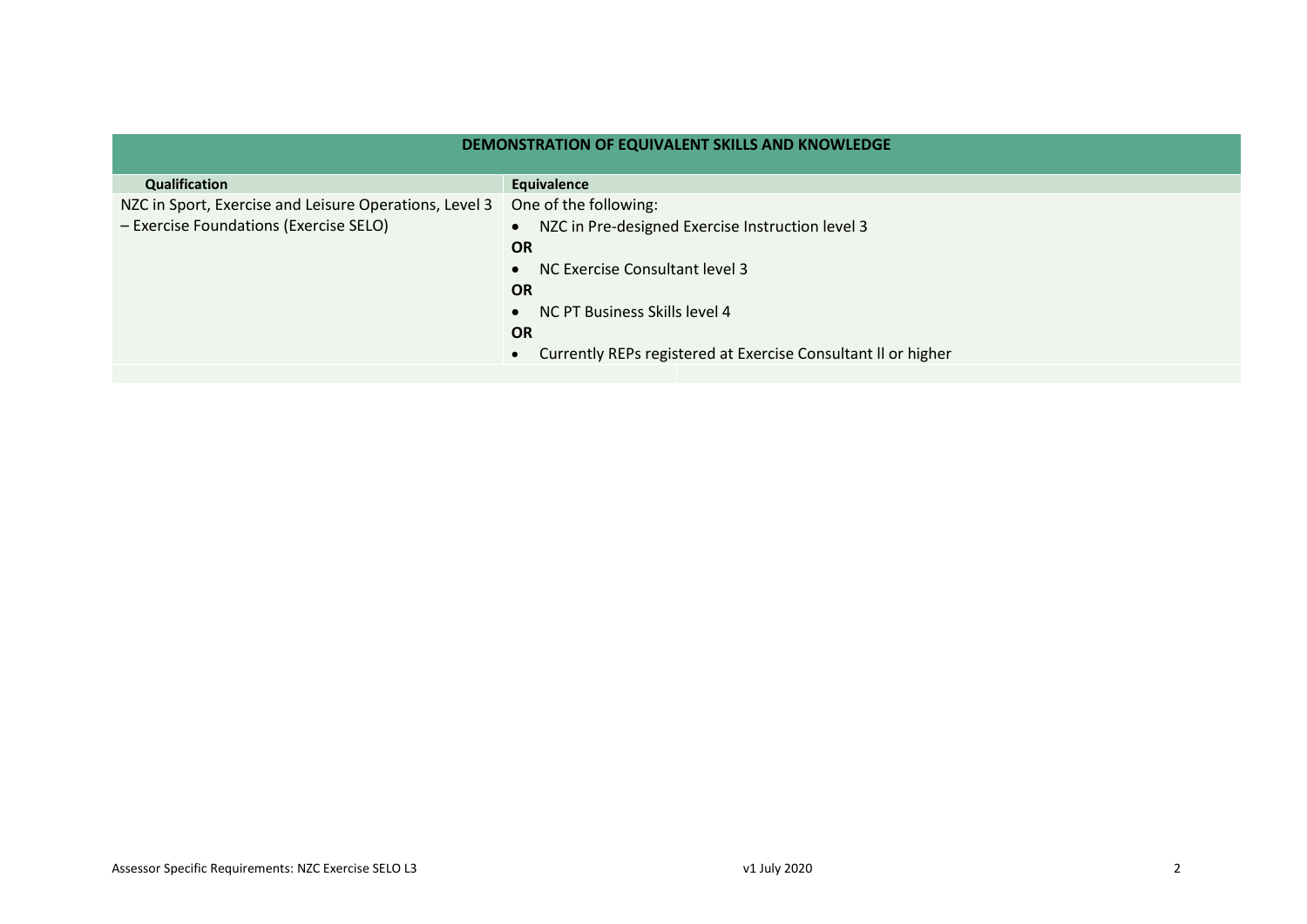| DEMONSTRATION OF EQUIVALENT SKILLS AND KNOWLEDGE | |
|---|---|
| **Qualification** | **Equivalence** |
| NZC in Sport, Exercise and Leisure Operations, Level 3 – Exercise Foundations (Exercise SELO) | One of the following:<br>• NZC in Pre-designed Exercise Instruction level 3<br>**OR**<br>• NC Exercise Consultant level 3<br>**OR**<br>• NC PT Business Skills level 4<br>**OR**<br>• Currently REPs registered at Exercise Consultant ll or higher |